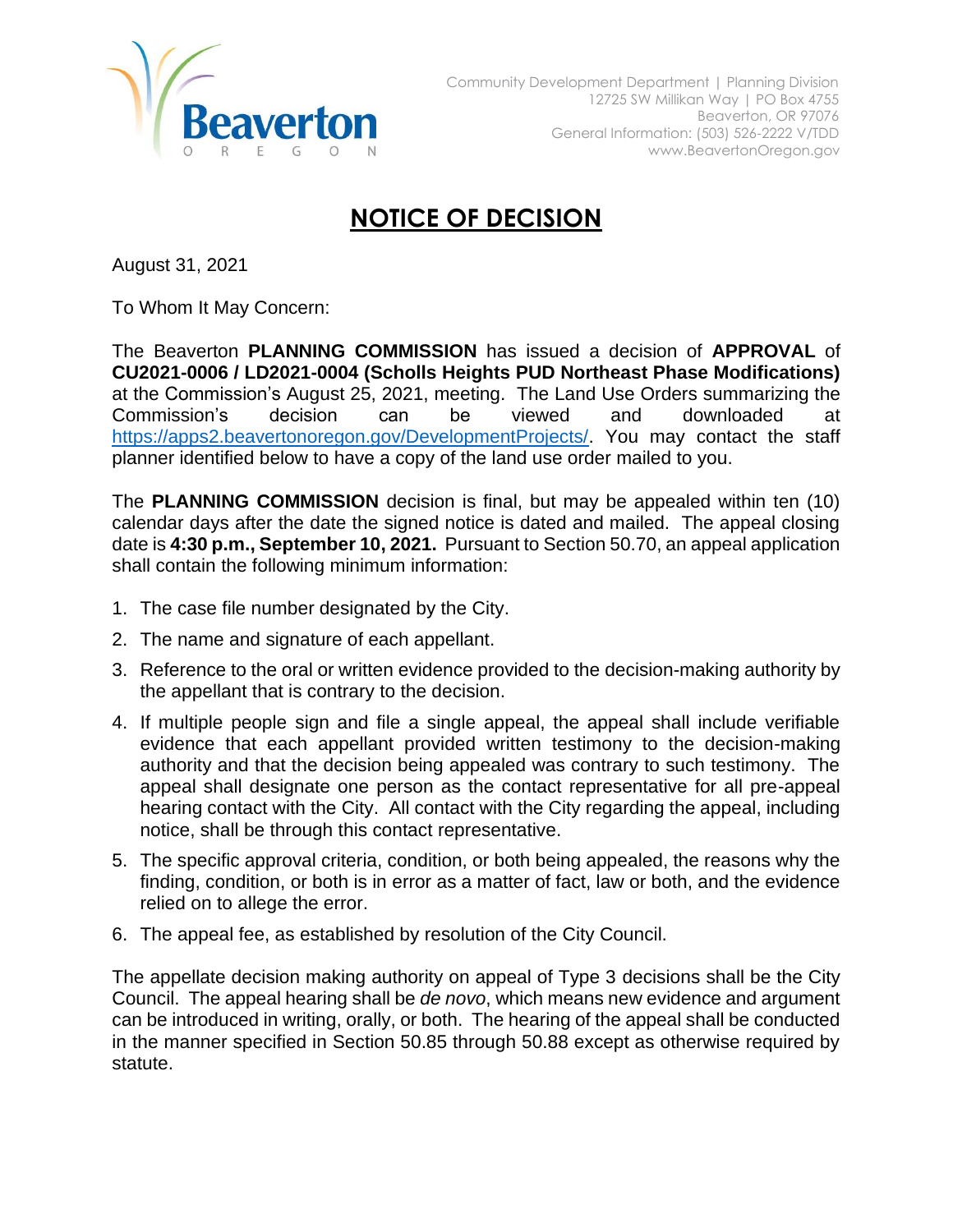Community Development Department | Planning Division
12725 SW Millikan Way | PO Box 4755
Beaverton, OR 97076
General Information: (503) 526-2222 V/TDD
www.BeavertonOregon.gov

# NOTICE OF DECISION

August 31, 2021

To Whom It May Concern:

The Beaverton **PLANNING COMMISSION** has issued a decision of **APPROVAL** of **CU2021-0006 / LD2021-0004 (Scholls Heights PUD Northeast Phase Modifications)** at the Commission's August 25, 2021, meeting. The Land Use Orders summarizing the Commission's decision can be viewed and downloaded at https://apps2.beavertonoregon.gov/DevelopmentProjects/. You may contact the staff planner identified below to have a copy of the land use order mailed to you.

The **PLANNING COMMISSION** decision is final, but may be appealed within ten (10) calendar days after the date the signed notice is dated and mailed. The appeal closing date is **4:30 p.m., September 10, 2021.** Pursuant to Section 50.70, an appeal application shall contain the following minimum information:

1. The case file number designated by the City.
2. The name and signature of each appellant.
3. Reference to the oral or written evidence provided to the decision-making authority by the appellant that is contrary to the decision.
4. If multiple people sign and file a single appeal, the appeal shall include verifiable evidence that each appellant provided written testimony to the decision-making authority and that the decision being appealed was contrary to such testimony. The appeal shall designate one person as the contact representative for all pre-appeal hearing contact with the City. All contact with the City regarding the appeal, including notice, shall be through this contact representative.
5. The specific approval criteria, condition, or both being appealed, the reasons why the finding, condition, or both is in error as a matter of fact, law or both, and the evidence relied on to allege the error.
6. The appeal fee, as established by resolution of the City Council.

The appellate decision making authority on appeal of Type 3 decisions shall be the City Council. The appeal hearing shall be *de novo*, which means new evidence and argument can be introduced in writing, orally, or both. The hearing of the appeal shall be conducted in the manner specified in Section 50.85 through 50.88 except as otherwise required by statute.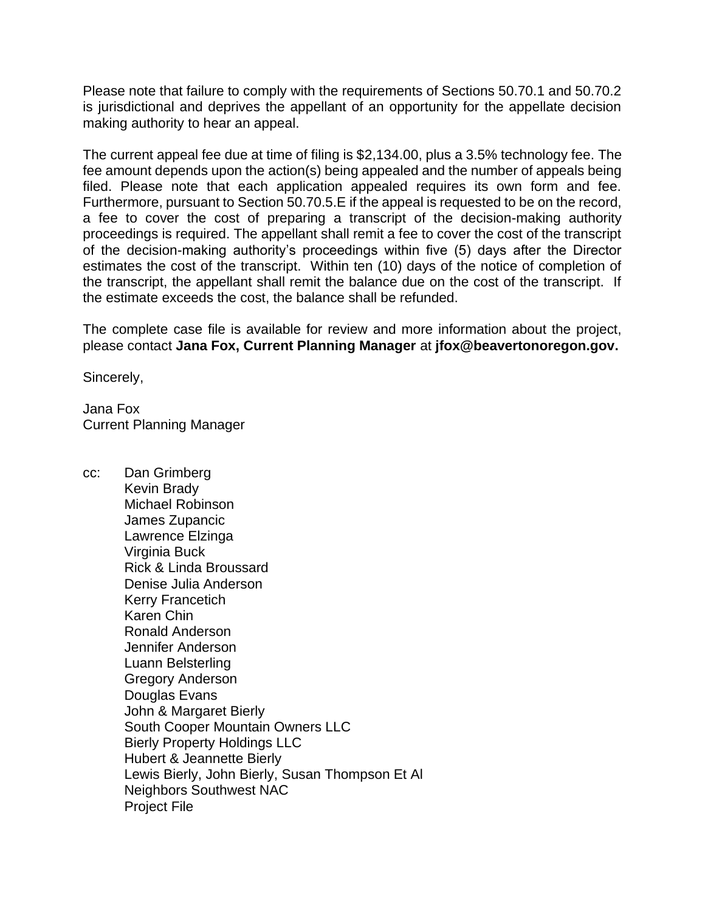Please note that failure to comply with the requirements of Sections 50.70.1 and 50.70.2 is jurisdictional and deprives the appellant of an opportunity for the appellate decision making authority to hear an appeal.

The current appeal fee due at time of filing is $2,134.00, plus a 3.5% technology fee. The fee amount depends upon the action(s) being appealed and the number of appeals being filed. Please note that each application appealed requires its own form and fee. Furthermore, pursuant to Section 50.70.5.E if the appeal is requested to be on the record, a fee to cover the cost of preparing a transcript of the decision-making authority proceedings is required. The appellant shall remit a fee to cover the cost of the transcript of the decision-making authority's proceedings within five (5) days after the Director estimates the cost of the transcript. Within ten (10) days of the notice of completion of the transcript, the appellant shall remit the balance due on the cost of the transcript. If the estimate exceeds the cost, the balance shall be refunded.

The complete case file is available for review and more information about the project, please contact **Jana Fox, Current Planning Manager** at **jfox@beavertonoregon.gov.**

Sincerely,

Jana Fox
Current Planning Manager

cc: Dan Grimberg
Kevin Brady
Michael Robinson
James Zupancic
Lawrence Elzinga
Virginia Buck
Rick & Linda Broussard
Denise Julia Anderson
Kerry Francetich
Karen Chin
Ronald Anderson
Jennifer Anderson
Luann Belsterling
Gregory Anderson
Douglas Evans
John & Margaret Bierly
South Cooper Mountain Owners LLC
Bierly Property Holdings LLC
Hubert & Jeannette Bierly
Lewis Bierly, John Bierly, Susan Thompson Et Al
Neighbors Southwest NAC
Project File